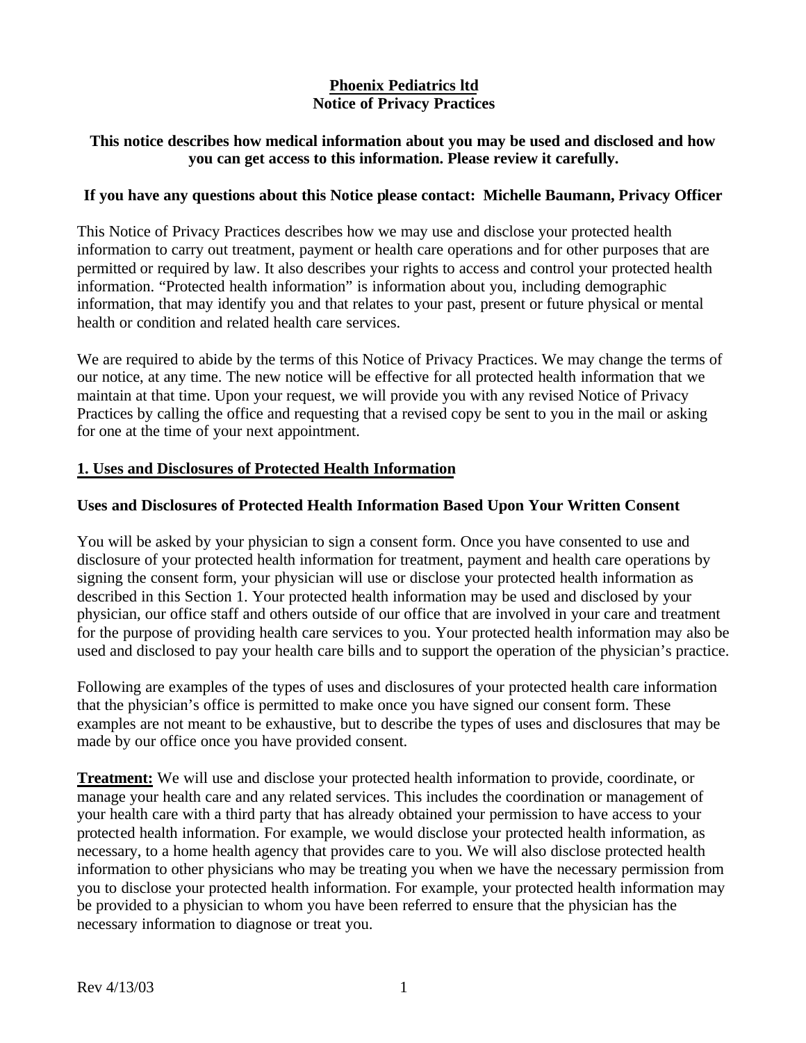# Phoenix Pediatrics ltd
## Notice of Privacy Practices

**This notice describes how medical information about you may be used and disclosed and how you can get access to this information. Please review it carefully.**

**If you have any questions about this Notice please contact: Michelle Baumann, Privacy Officer**

This Notice of Privacy Practices describes how we may use and disclose your protected health information to carry out treatment, payment or health care operations and for other purposes that are permitted or required by law. It also describes your rights to access and control your protected health information. "Protected health information" is information about you, including demographic information, that may identify you and that relates to your past, present or future physical or mental health or condition and related health care services.

We are required to abide by the terms of this Notice of Privacy Practices. We may change the terms of our notice, at any time. The new notice will be effective for all protected health information that we maintain at that time. Upon your request, we will provide you with any revised Notice of Privacy Practices by calling the office and requesting that a revised copy be sent to you in the mail or asking for one at the time of your next appointment.

## 1. Uses and Disclosures of Protected Health Information

### Uses and Disclosures of Protected Health Information Based Upon Your Written Consent

You will be asked by your physician to sign a consent form. Once you have consented to use and disclosure of your protected health information for treatment, payment and health care operations by signing the consent form, your physician will use or disclose your protected health information as described in this Section 1. Your protected health information may be used and disclosed by your physician, our office staff and others outside of our office that are involved in your care and treatment for the purpose of providing health care services to you. Your protected health information may also be used and disclosed to pay your health care bills and to support the operation of the physician's practice.

Following are examples of the types of uses and disclosures of your protected health care information that the physician's office is permitted to make once you have signed our consent form. These examples are not meant to be exhaustive, but to describe the types of uses and disclosures that may be made by our office once you have provided consent.

**Treatment:** We will use and disclose your protected health information to provide, coordinate, or manage your health care and any related services. This includes the coordination or management of your health care with a third party that has already obtained your permission to have access to your protected health information. For example, we would disclose your protected health information, as necessary, to a home health agency that provides care to you. We will also disclose protected health information to other physicians who may be treating you when we have the necessary permission from you to disclose your protected health information. For example, your protected health information may be provided to a physician to whom you have been referred to ensure that the physician has the necessary information to diagnose or treat you.

Rev 4/13/03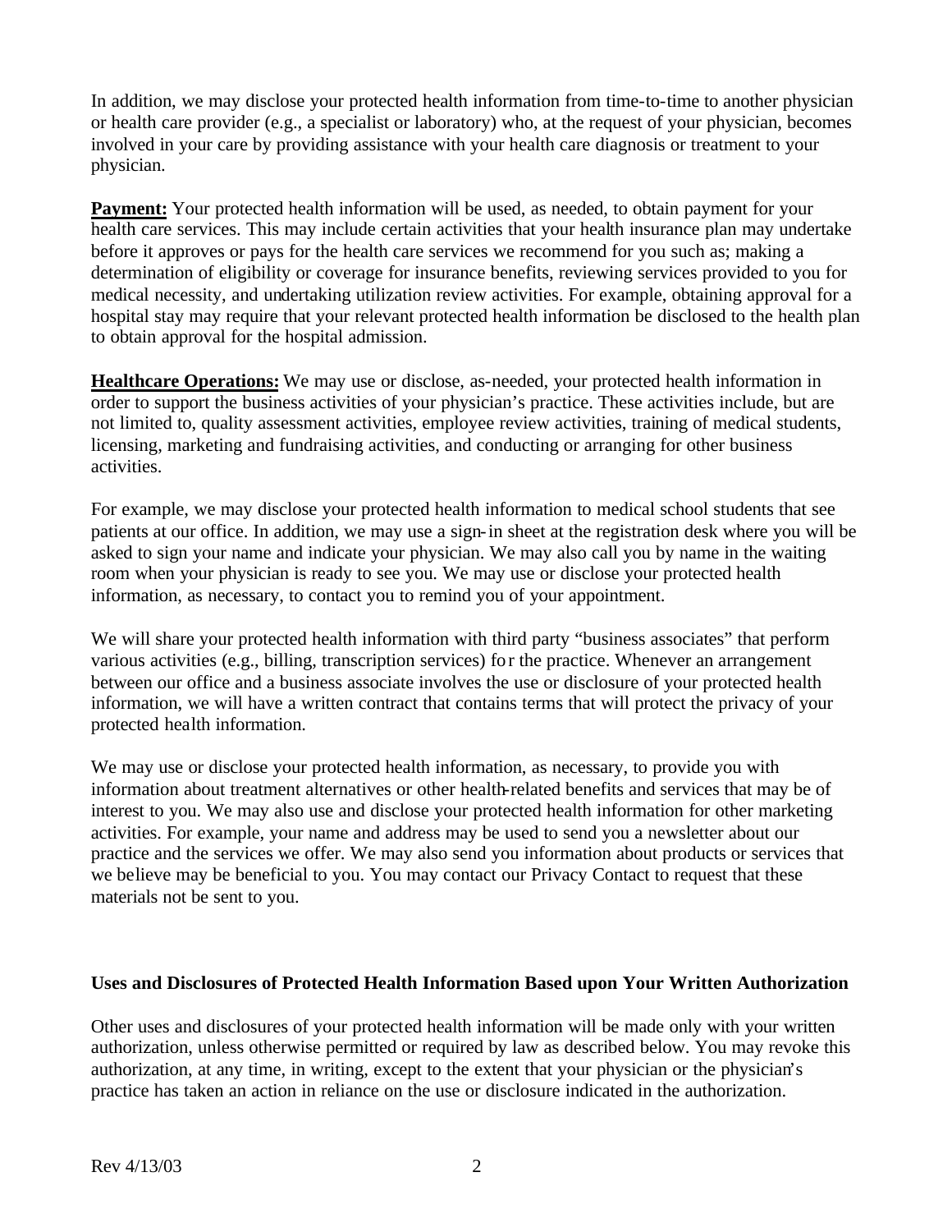In addition, we may disclose your protected health information from time-to-time to another physician or health care provider (e.g., a specialist or laboratory) who, at the request of your physician, becomes involved in your care by providing assistance with your health care diagnosis or treatment to your physician.

**Payment:** Your protected health information will be used, as needed, to obtain payment for your health care services. This may include certain activities that your health insurance plan may undertake before it approves or pays for the health care services we recommend for you such as; making a determination of eligibility or coverage for insurance benefits, reviewing services provided to you for medical necessity, and undertaking utilization review activities. For example, obtaining approval for a hospital stay may require that your relevant protected health information be disclosed to the health plan to obtain approval for the hospital admission.

**Healthcare Operations:** We may use or disclose, as-needed, your protected health information in order to support the business activities of your physician's practice. These activities include, but are not limited to, quality assessment activities, employee review activities, training of medical students, licensing, marketing and fundraising activities, and conducting or arranging for other business activities.

For example, we may disclose your protected health information to medical school students that see patients at our office. In addition, we may use a sign-in sheet at the registration desk where you will be asked to sign your name and indicate your physician. We may also call you by name in the waiting room when your physician is ready to see you. We may use or disclose your protected health information, as necessary, to contact you to remind you of your appointment.

We will share your protected health information with third party "business associates" that perform various activities (e.g., billing, transcription services) for the practice. Whenever an arrangement between our office and a business associate involves the use or disclosure of your protected health information, we will have a written contract that contains terms that will protect the privacy of your protected health information.

We may use or disclose your protected health information, as necessary, to provide you with information about treatment alternatives or other health-related benefits and services that may be of interest to you. We may also use and disclose your protected health information for other marketing activities. For example, your name and address may be used to send you a newsletter about our practice and the services we offer. We may also send you information about products or services that we believe may be beneficial to you. You may contact our Privacy Contact to request that these materials not be sent to you.

**Uses and Disclosures of Protected Health Information Based upon Your Written Authorization**

Other uses and disclosures of your protected health information will be made only with your written authorization, unless otherwise permitted or required by law as described below. You may revoke this authorization, at any time, in writing, except to the extent that your physician or the physician's practice has taken an action in reliance on the use or disclosure indicated in the authorization.

Rev 4/13/03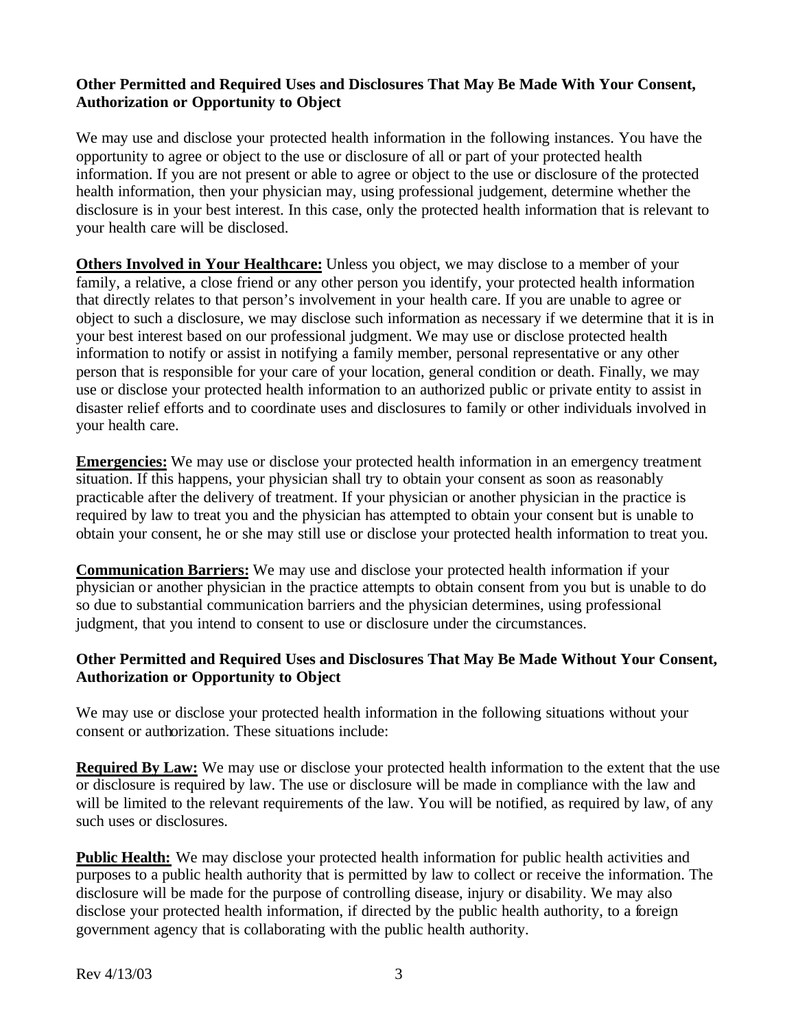**Other Permitted and Required Uses and Disclosures That May Be Made With Your Consent, Authorization or Opportunity to Object**

We may use and disclose your protected health information in the following instances. You have the opportunity to agree or object to the use or disclosure of all or part of your protected health information. If you are not present or able to agree or object to the use or disclosure of the protected health information, then your physician may, using professional judgement, determine whether the disclosure is in your best interest. In this case, only the protected health information that is relevant to your health care will be disclosed.

**Others Involved in Your Healthcare:** Unless you object, we may disclose to a member of your family, a relative, a close friend or any other person you identify, your protected health information that directly relates to that person's involvement in your health care. If you are unable to agree or object to such a disclosure, we may disclose such information as necessary if we determine that it is in your best interest based on our professional judgment. We may use or disclose protected health information to notify or assist in notifying a family member, personal representative or any other person that is responsible for your care of your location, general condition or death. Finally, we may use or disclose your protected health information to an authorized public or private entity to assist in disaster relief efforts and to coordinate uses and disclosures to family or other individuals involved in your health care.

**Emergencies:** We may use or disclose your protected health information in an emergency treatment situation. If this happens, your physician shall try to obtain your consent as soon as reasonably practicable after the delivery of treatment. If your physician or another physician in the practice is required by law to treat you and the physician has attempted to obtain your consent but is unable to obtain your consent, he or she may still use or disclose your protected health information to treat you.

**Communication Barriers:** We may use and disclose your protected health information if your physician or another physician in the practice attempts to obtain consent from you but is unable to do so due to substantial communication barriers and the physician determines, using professional judgment, that you intend to consent to use or disclosure under the circumstances.

**Other Permitted and Required Uses and Disclosures That May Be Made Without Your Consent, Authorization or Opportunity to Object**

We may use or disclose your protected health information in the following situations without your consent or authorization. These situations include:

**Required By Law:** We may use or disclose your protected health information to the extent that the use or disclosure is required by law. The use or disclosure will be made in compliance with the law and will be limited to the relevant requirements of the law. You will be notified, as required by law, of any such uses or disclosures.

**Public Health:** We may disclose your protected health information for public health activities and purposes to a public health authority that is permitted by law to collect or receive the information. The disclosure will be made for the purpose of controlling disease, injury or disability. We may also disclose your protected health information, if directed by the public health authority, to a foreign government agency that is collaborating with the public health authority.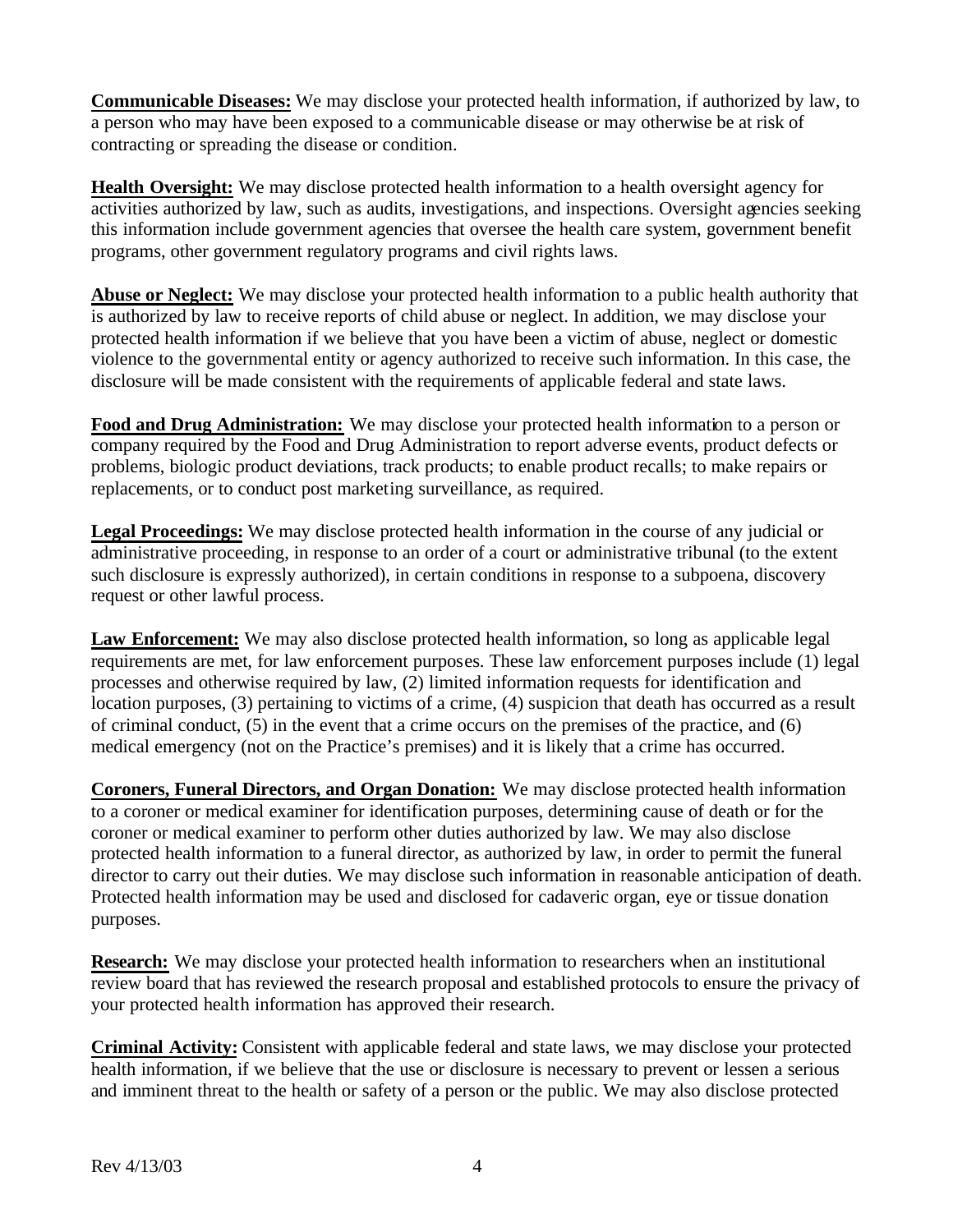**Communicable Diseases:** We may disclose your protected health information, if authorized by law, to a person who may have been exposed to a communicable disease or may otherwise be at risk of contracting or spreading the disease or condition.

**Health Oversight:** We may disclose protected health information to a health oversight agency for activities authorized by law, such as audits, investigations, and inspections. Oversight agencies seeking this information include government agencies that oversee the health care system, government benefit programs, other government regulatory programs and civil rights laws.

**Abuse or Neglect:** We may disclose your protected health information to a public health authority that is authorized by law to receive reports of child abuse or neglect. In addition, we may disclose your protected health information if we believe that you have been a victim of abuse, neglect or domestic violence to the governmental entity or agency authorized to receive such information. In this case, the disclosure will be made consistent with the requirements of applicable federal and state laws.

**Food and Drug Administration:** We may disclose your protected health information to a person or company required by the Food and Drug Administration to report adverse events, product defects or problems, biologic product deviations, track products; to enable product recalls; to make repairs or replacements, or to conduct post marketing surveillance, as required.

**Legal Proceedings:** We may disclose protected health information in the course of any judicial or administrative proceeding, in response to an order of a court or administrative tribunal (to the extent such disclosure is expressly authorized), in certain conditions in response to a subpoena, discovery request or other lawful process.

**Law Enforcement:** We may also disclose protected health information, so long as applicable legal requirements are met, for law enforcement purposes. These law enforcement purposes include (1) legal processes and otherwise required by law, (2) limited information requests for identification and location purposes, (3) pertaining to victims of a crime, (4) suspicion that death has occurred as a result of criminal conduct, (5) in the event that a crime occurs on the premises of the practice, and (6) medical emergency (not on the Practice's premises) and it is likely that a crime has occurred.

**Coroners, Funeral Directors, and Organ Donation:** We may disclose protected health information to a coroner or medical examiner for identification purposes, determining cause of death or for the coroner or medical examiner to perform other duties authorized by law. We may also disclose protected health information to a funeral director, as authorized by law, in order to permit the funeral director to carry out their duties. We may disclose such information in reasonable anticipation of death. Protected health information may be used and disclosed for cadaveric organ, eye or tissue donation purposes.

**Research:** We may disclose your protected health information to researchers when an institutional review board that has reviewed the research proposal and established protocols to ensure the privacy of your protected health information has approved their research.

**Criminal Activity:** Consistent with applicable federal and state laws, we may disclose your protected health information, if we believe that the use or disclosure is necessary to prevent or lessen a serious and imminent threat to the health or safety of a person or the public. We may also disclose protected

Rev 4/13/03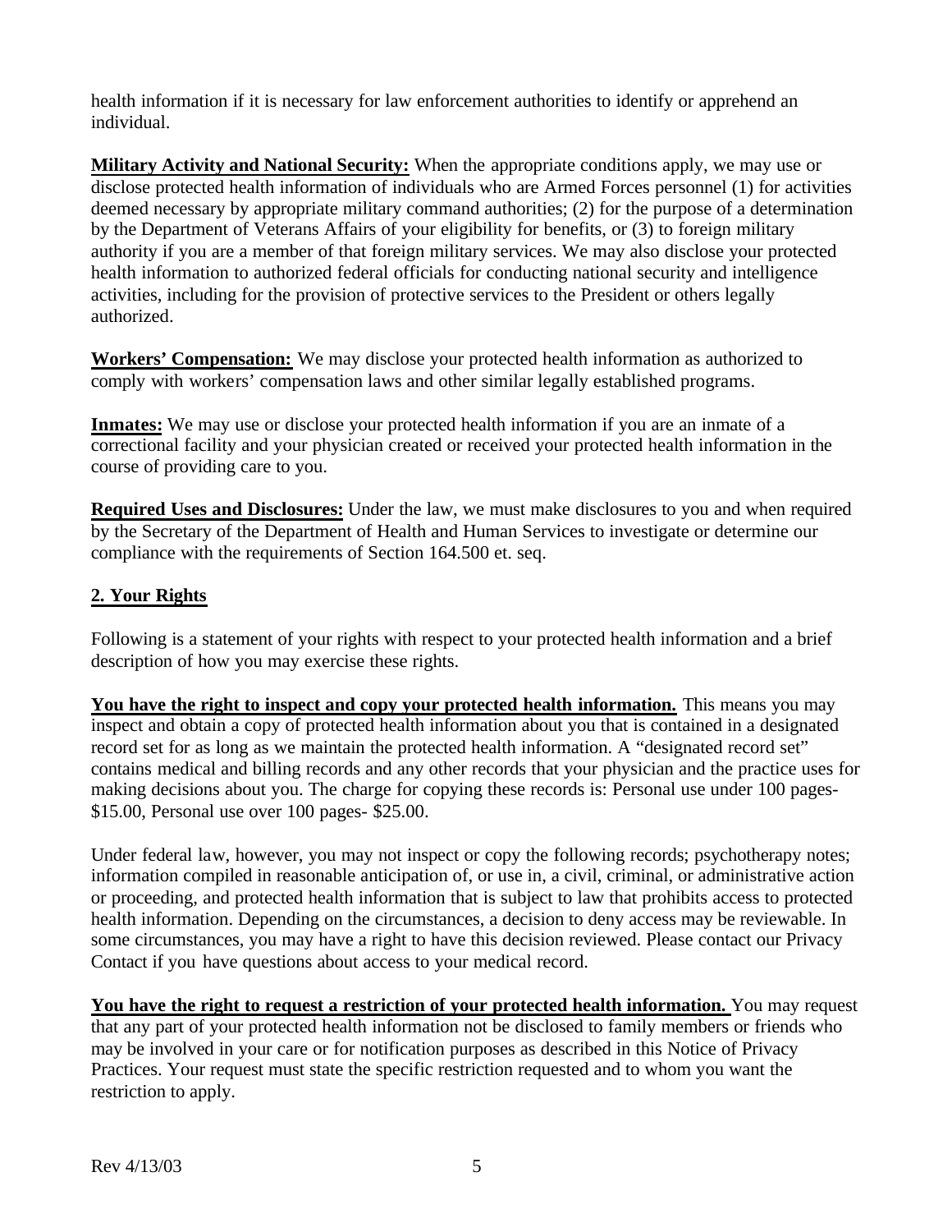health information if it is necessary for law enforcement authorities to identify or apprehend an individual.

**Military Activity and National Security:** When the appropriate conditions apply, we may use or disclose protected health information of individuals who are Armed Forces personnel (1) for activities deemed necessary by appropriate military command authorities; (2) for the purpose of a determination by the Department of Veterans Affairs of your eligibility for benefits, or (3) to foreign military authority if you are a member of that foreign military services. We may also disclose your protected health information to authorized federal officials for conducting national security and intelligence activities, including for the provision of protective services to the President or others legally authorized.

**Workers' Compensation:** We may disclose your protected health information as authorized to comply with workers' compensation laws and other similar legally established programs.

**Inmates:** We may use or disclose your protected health information if you are an inmate of a correctional facility and your physician created or received your protected health information in the course of providing care to you.

**Required Uses and Disclosures:** Under the law, we must make disclosures to you and when required by the Secretary of the Department of Health and Human Services to investigate or determine our compliance with the requirements of Section 164.500 et. seq.

## 2. Your Rights

Following is a statement of your rights with respect to your protected health information and a brief description of how you may exercise these rights.

**You have the right to inspect and copy your protected health information.** This means you may inspect and obtain a copy of protected health information about you that is contained in a designated record set for as long as we maintain the protected health information. A "designated record set" contains medical and billing records and any other records that your physician and the practice uses for making decisions about you. The charge for copying these records is: Personal use under 100 pages- $15.00, Personal use over 100 pages- $25.00.

Under federal law, however, you may not inspect or copy the following records; psychotherapy notes; information compiled in reasonable anticipation of, or use in, a civil, criminal, or administrative action or proceeding, and protected health information that is subject to law that prohibits access to protected health information. Depending on the circumstances, a decision to deny access may be reviewable. In some circumstances, you may have a right to have this decision reviewed. Please contact our Privacy Contact if you have questions about access to your medical record.

**You have the right to request a restriction of your protected health information.** You may request that any part of your protected health information not be disclosed to family members or friends who may be involved in your care or for notification purposes as described in this Notice of Privacy Practices. Your request must state the specific restriction requested and to whom you want the restriction to apply.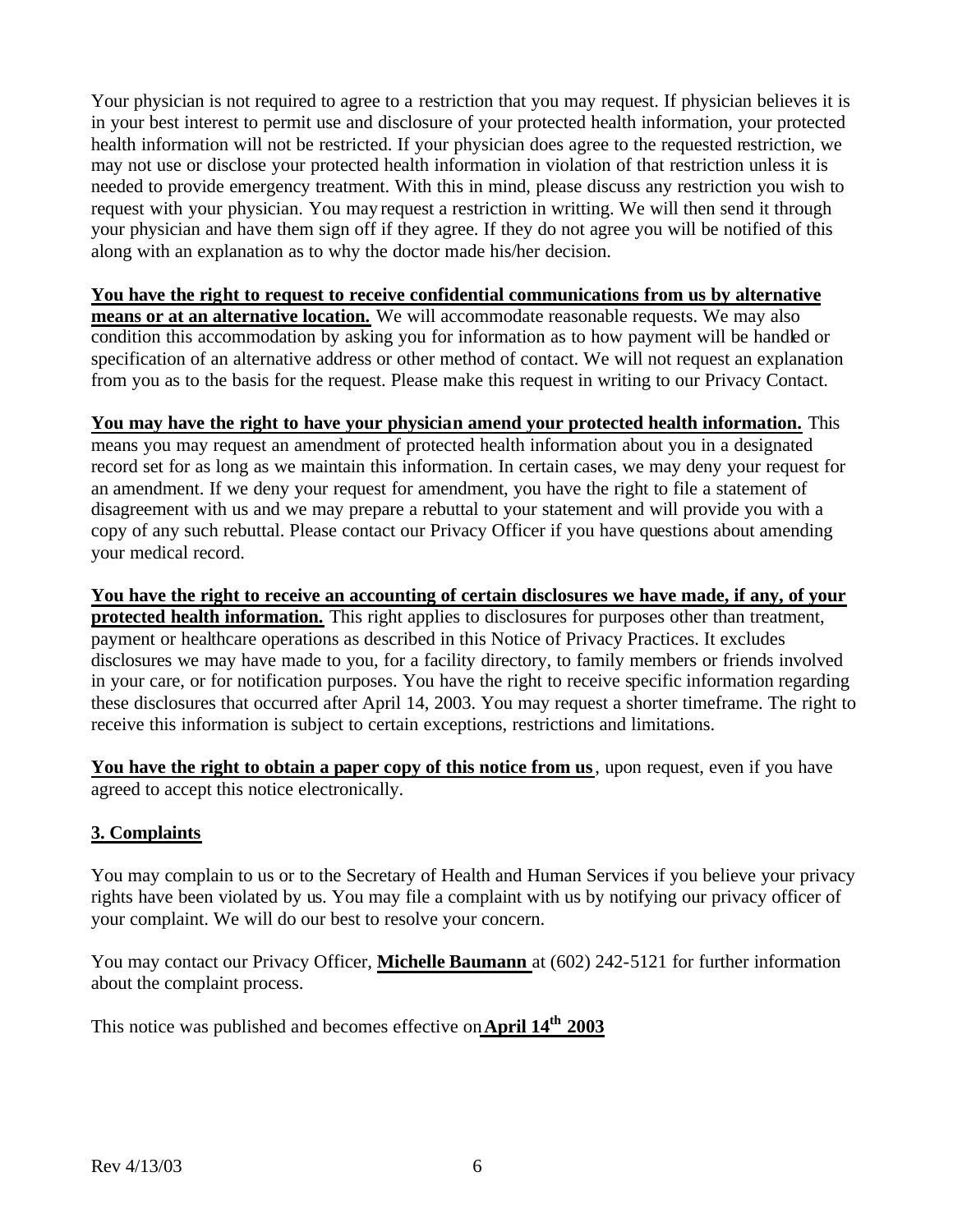Your physician is not required to agree to a restriction that you may request. If physician believes it is in your best interest to permit use and disclosure of your protected health information, your protected health information will not be restricted. If your physician does agree to the requested restriction, we may not use or disclose your protected health information in violation of that restriction unless it is needed to provide emergency treatment. With this in mind, please discuss any restriction you wish to request with your physician. You may request a restriction in writting. We will then send it through your physician and have them sign off if they agree. If they do not agree you will be notified of this along with an explanation as to why the doctor made his/her decision.

**You have the right to request to receive confidential communications from us by alternative means or at an alternative location.** We will accommodate reasonable requests. We may also condition this accommodation by asking you for information as to how payment will be handled or specification of an alternative address or other method of contact. We will not request an explanation from you as to the basis for the request. Please make this request in writing to our Privacy Contact.

**You may have the right to have your physician amend your protected health information.** This means you may request an amendment of protected health information about you in a designated record set for as long as we maintain this information. In certain cases, we may deny your request for an amendment. If we deny your request for amendment, you have the right to file a statement of disagreement with us and we may prepare a rebuttal to your statement and will provide you with a copy of any such rebuttal. Please contact our Privacy Officer if you have questions about amending your medical record.

**You have the right to receive an accounting of certain disclosures we have made, if any, of your protected health information.** This right applies to disclosures for purposes other than treatment, payment or healthcare operations as described in this Notice of Privacy Practices. It excludes disclosures we may have made to you, for a facility directory, to family members or friends involved in your care, or for notification purposes. You have the right to receive specific information regarding these disclosures that occurred after April 14, 2003. You may request a shorter timeframe. The right to receive this information is subject to certain exceptions, restrictions and limitations.

**You have the right to obtain a paper copy of this notice from us**, upon request, even if you have agreed to accept this notice electronically.

## 3. Complaints

You may complain to us or to the Secretary of Health and Human Services if you believe your privacy rights have been violated by us. You may file a complaint with us by notifying our privacy officer of your complaint. We will do our best to resolve your concern.

You may contact our Privacy Officer, **Michelle Baumann** at (602) 242-5121 for further information about the complaint process.

This notice was published and becomes effective on **April 14th 2003**

Rev 4/13/03